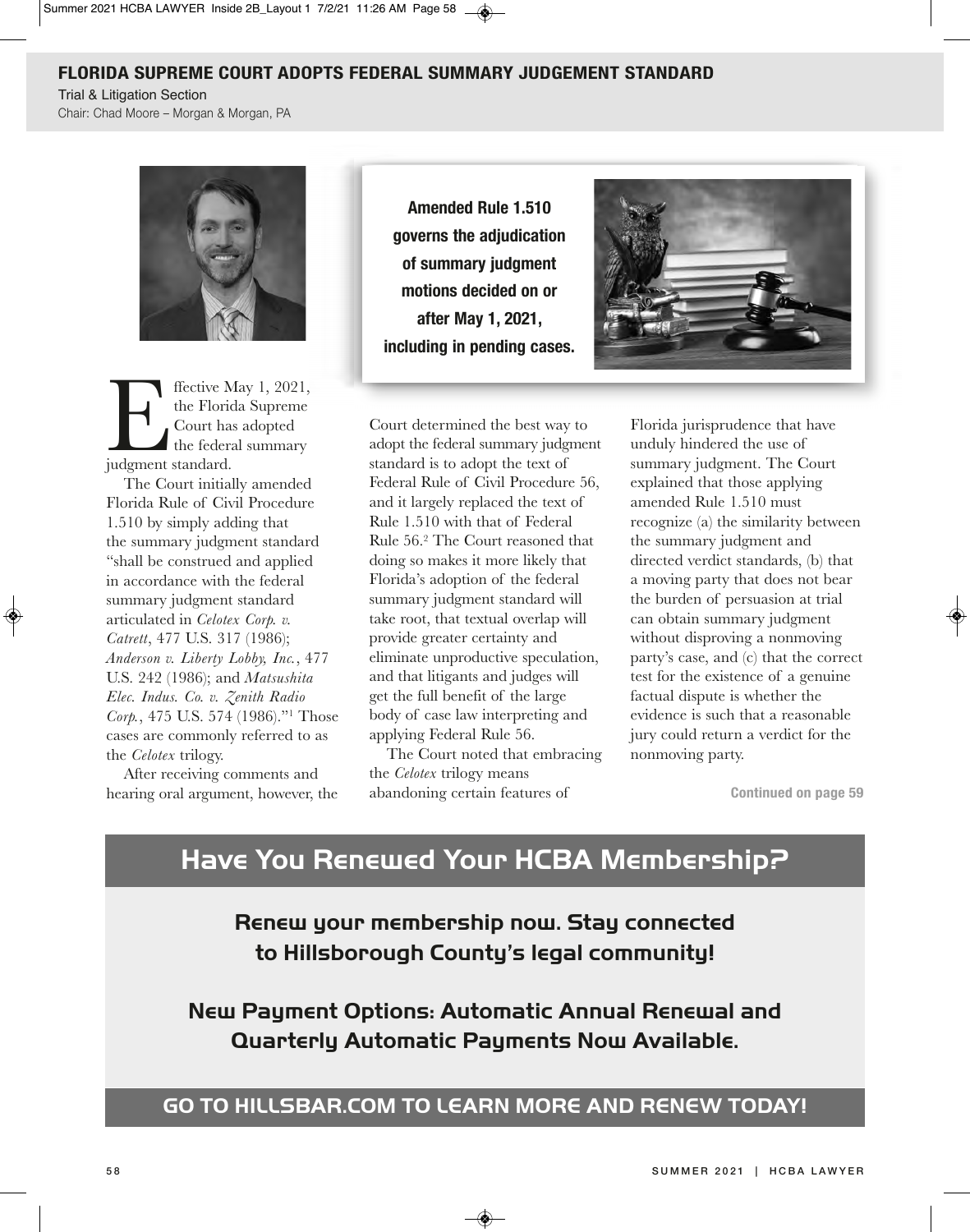# FLORIDA SUPREME COURT ADOPTS FEDERAL SUMMARY JUDGEMENT STANDARD

Trial & Litigation Section
Chair: Chad Moore – Morgan & Morgan, PA

**Amended Rule 1.510 governs the adjudication of summary judgment motions decided on or after May 1, 2021, including in pending cases.**

Effective May 1, 2021, the Florida Supreme Court has adopted the federal summary judgment standard.

The Court initially amended Florida Rule of Civil Procedure 1.510 by simply adding that the summary judgment standard "shall be construed and applied in accordance with the federal summary judgment standard articulated in *Celotex Corp. v. Catrett*, 477 U.S. 317 (1986); *Anderson v. Liberty Lobby, Inc.*, 477 U.S. 242 (1986); and *Matsushita Elec. Indus. Co. v. Zenith Radio Corp.*, 475 U.S. 574 (1986)."[1] Those cases are commonly referred to as the *Celotex* trilogy.

After receiving comments and hearing oral argument, however, the Court determined the best way to adopt the federal summary judgment standard is to adopt the text of Federal Rule of Civil Procedure 56, and it largely replaced the text of Rule 1.510 with that of Federal Rule 56.[2] The Court reasoned that doing so makes it more likely that Florida's adoption of the federal summary judgment standard will take root, that textual overlap will provide greater certainty and eliminate unproductive speculation, and that litigants and judges will get the full benefit of the large body of case law interpreting and applying Federal Rule 56.

The Court noted that embracing the *Celotex* trilogy means abandoning certain features of Florida jurisprudence that have unduly hindered the use of summary judgment. The Court explained that those applying amended Rule 1.510 must recognize (a) the similarity between the summary judgment and directed verdict standards, (b) that a moving party that does not bear the burden of persuasion at trial can obtain summary judgment without disproving a nonmoving party's case, and (c) that the correct test for the existence of a genuine factual dispute is whether the evidence is such that a reasonable jury could return a verdict for the nonmoving party.

**Continued on page 59**

## Have You Renewed Your HCBA Membership?

**Renew your membership now. Stay connected to Hillsborough County's legal community!**

**New Payment Options: Automatic Annual Renewal and Quarterly Automatic Payments Now Available.**

**GO TO HILLSBAR.COM TO LEARN MORE AND RENEW TODAY!**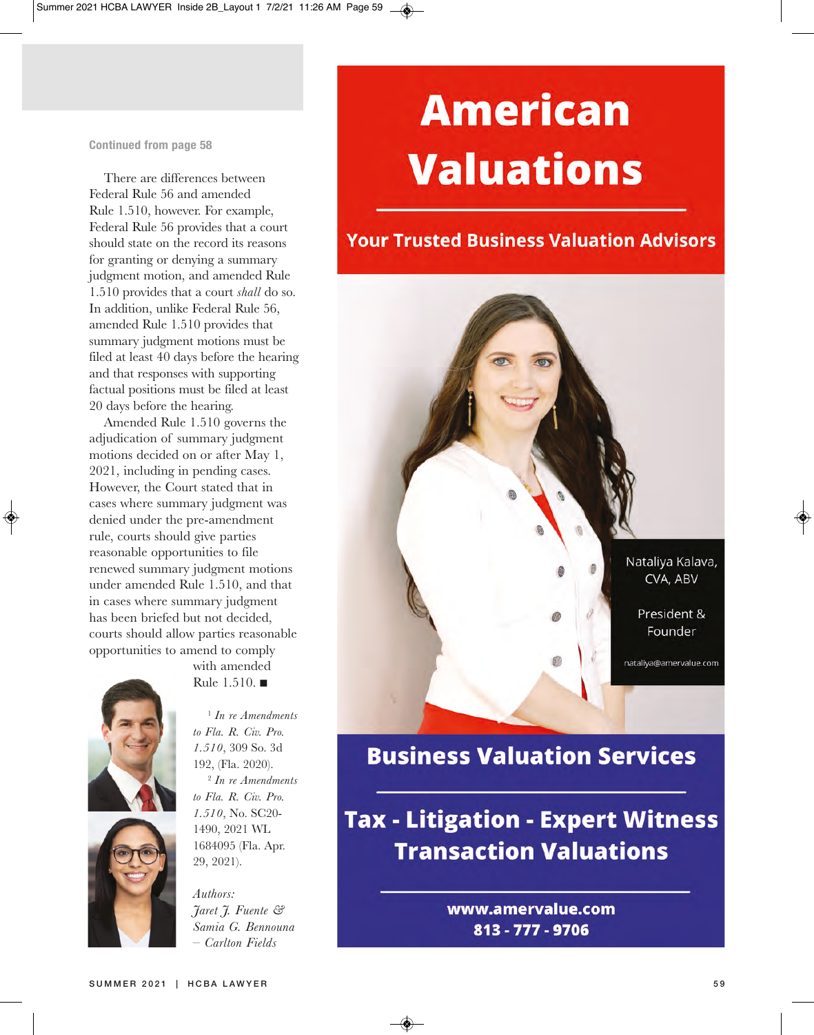Continued from page 58

There are differences between Federal Rule 56 and amended Rule 1.510, however. For example, Federal Rule 56 provides that a court should state on the record its reasons for granting or denying a summary judgment motion, and amended Rule 1.510 provides that a court *shall* do so. In addition, unlike Federal Rule 56, amended Rule 1.510 provides that summary judgment motions must be filed at least 40 days before the hearing and that responses with supporting factual positions must be filed at least 20 days before the hearing.

Amended Rule 1.510 governs the adjudication of summary judgment motions decided on or after May 1, 2021, including in pending cases. However, the Court stated that in cases where summary judgment was denied under the pre-amendment rule, courts should give parties reasonable opportunities to file renewed summary judgment motions under amended Rule 1.510, and that in cases where summary judgment has been briefed but not decided, courts should allow parties reasonable opportunities to amend to comply with amended Rule 1.510. ■

[1] *In re Amendments to Fla. R. Civ. Pro. 1.510*, 309 So. 3d 192, (Fla. 2020).

[2] *In re Amendments to Fla. R. Civ. Pro. 1.510*, No. SC20-1490, 2021 WL 1684095 (Fla. Apr. 29, 2021).

*Authors:*
*Jaret J. Fuente & Samia G. Bennouna – Carlton Fields*

# American Valuations

**Your Trusted Business Valuation Advisors**

Nataliya Kalava, CVA, ABV

President & Founder

nataliya@amervalue.com

**Business Valuation Services**

**Tax - Litigation - Expert Witness Transaction Valuations**

**www.amervalue.com**
**813 - 777 - 9706**